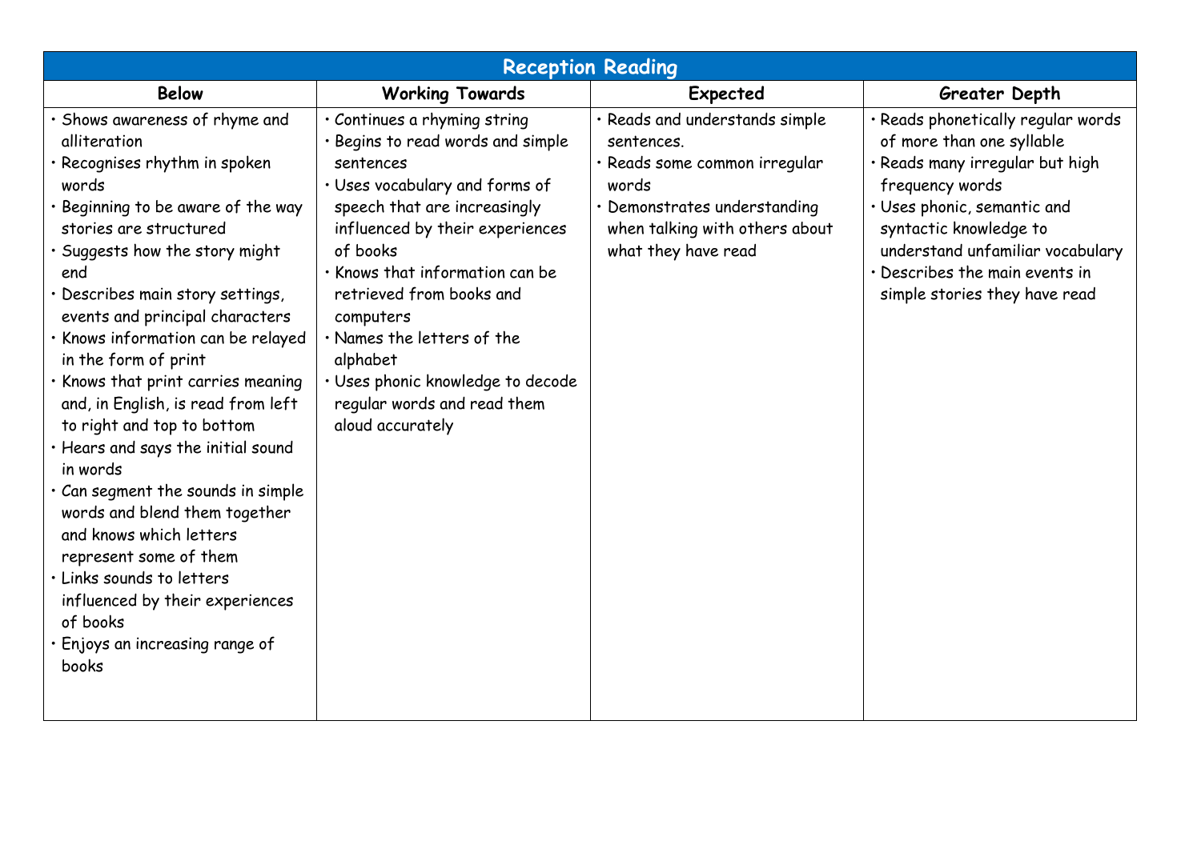| Reception Reading | | | |
|---|---|---|---|
| **Below** | **Working Towards** | **Expected** | **Greater Depth** |
| • Shows awareness of rhyme and alliteration<br>• Recognises rhythm in spoken words<br>• Beginning to be aware of the way stories are structured<br>• Suggests how the story might end<br>• Describes main story settings, events and principal characters<br>• Knows information can be relayed in the form of print<br>• Knows that print carries meaning and, in English, is read from left to right and top to bottom<br>• Hears and says the initial sound in words<br>• Can segment the sounds in simple words and blend them together and knows which letters represent some of them<br>• Links sounds to letters influenced by their experiences of books<br>• Enjoys an increasing range of books | • Continues a rhyming string<br>• Begins to read words and simple sentences<br>• Uses vocabulary and forms of speech that are increasingly influenced by their experiences of books<br>• Knows that information can be retrieved from books and computers<br>• Names the letters of the alphabet<br>• Uses phonic knowledge to decode regular words and read them aloud accurately | • Reads and understands simple sentences.<br>• Reads some common irregular words<br>• Demonstrates understanding when talking with others about what they have read | • Reads phonetically regular words of more than one syllable<br>• Reads many irregular but high frequency words<br>• Uses phonic, semantic and syntactic knowledge to understand unfamiliar vocabulary<br>• Describes the main events in simple stories they have read |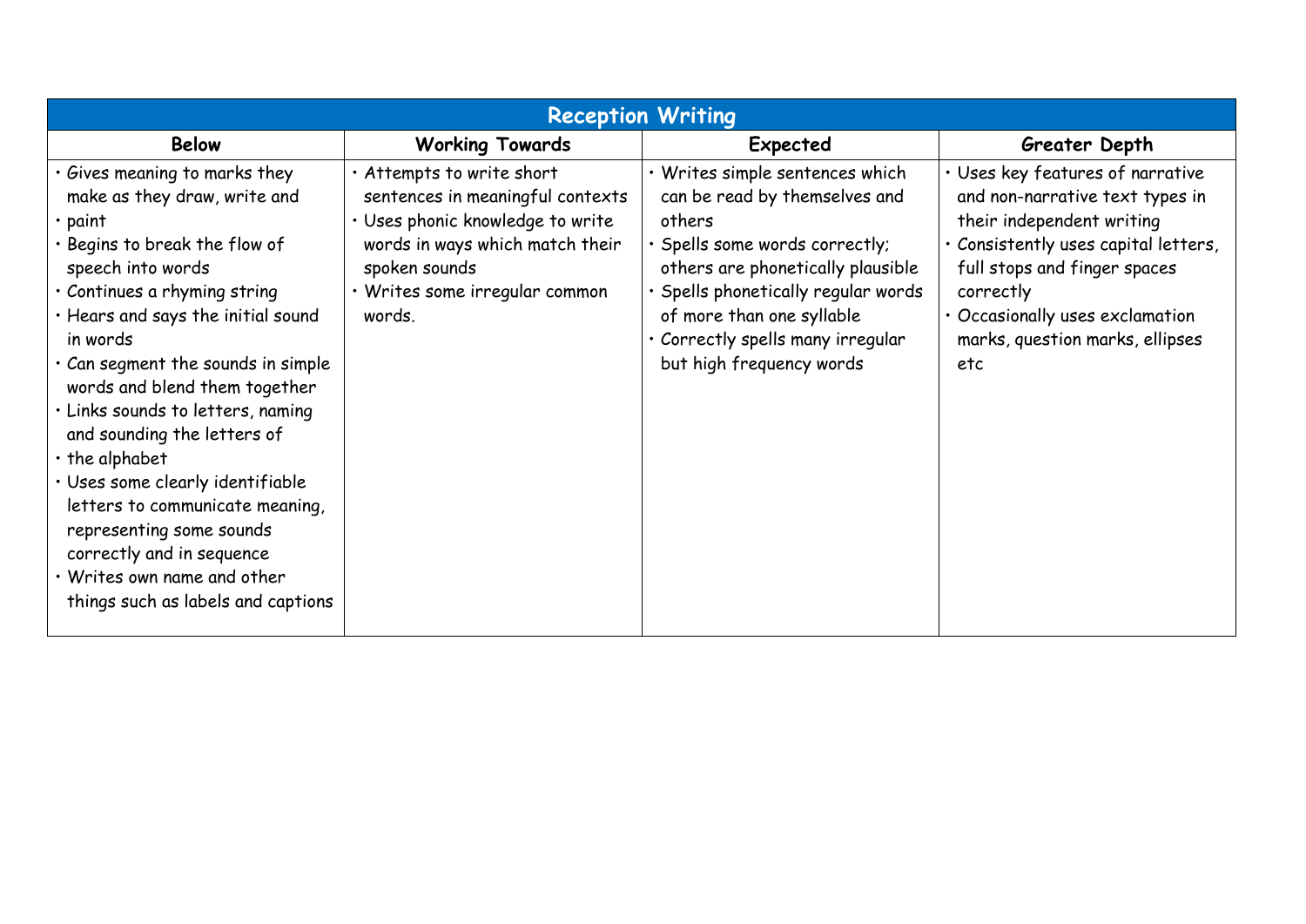| Reception Writing | | | |
|---|---|---|---|
| **Below** | **Working Towards** | **Expected** | **Greater Depth** |
| • Gives meaning to marks they make as they draw, write and<br>• paint<br>• Begins to break the flow of speech into words<br>• Continues a rhyming string<br>• Hears and says the initial sound in words<br>• Can segment the sounds in simple words and blend them together<br>• Links sounds to letters, naming and sounding the letters of<br>• the alphabet<br>• Uses some clearly identifiable letters to communicate meaning, representing some sounds correctly and in sequence<br>• Writes own name and other things such as labels and captions | • Attempts to write short sentences in meaningful contexts<br>• Uses phonic knowledge to write words in ways which match their spoken sounds<br>• Writes some irregular common words. | • Writes simple sentences which can be read by themselves and others<br>• Spells some words correctly; others are phonetically plausible<br>• Spells phonetically regular words of more than one syllable<br>• Correctly spells many irregular but high frequency words | • Uses key features of narrative and non-narrative text types in their independent writing<br>• Consistently uses capital letters, full stops and finger spaces correctly<br>• Occasionally uses exclamation marks, question marks, ellipses etc |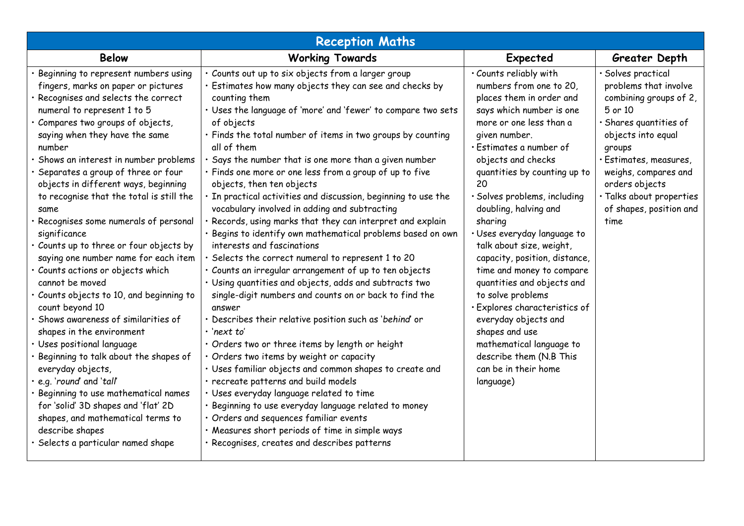# Reception Maths

| Below | Working Towards | Expected | Greater Depth |
|---|---|---|---|
| • Beginning to represent numbers using fingers, marks on paper or pictures<br>• Recognises and selects the correct numeral to represent 1 to 5<br>• Compares two groups of objects, saying when they have the same number<br>• Shows an interest in number problems<br>• Separates a group of three or four objects in different ways, beginning to recognise that the total is still the same<br>• Recognises some numerals of personal significance<br>• Counts up to three or four objects by saying one number name for each item<br>• Counts actions or objects which cannot be moved<br>• Counts objects to 10, and beginning to count beyond 10<br>• Shows awareness of similarities of shapes in the environment<br>• Uses positional language<br>• Beginning to talk about the shapes of everyday objects,<br>• e.g. '*round*' and '*tall*'<br>• Beginning to use mathematical names for 'solid' 3D shapes and 'flat' 2D shapes, and mathematical terms to describe shapes<br>• Selects a particular named shape | • Counts out up to six objects from a larger group<br>• Estimates how many objects they can see and checks by counting them<br>• Uses the language of 'more' and 'fewer' to compare two sets of objects<br>• Finds the total number of items in two groups by counting all of them<br>• Says the number that is one more than a given number<br>• Finds one more or one less from a group of up to five objects, then ten objects<br>• In practical activities and discussion, beginning to use the vocabulary involved in adding and subtracting<br>• Records, using marks that they can interpret and explain<br>• Begins to identify own mathematical problems based on own interests and fascinations<br>• Selects the correct numeral to represent 1 to 20<br>• Counts an irregular arrangement of up to ten objects<br>• Using quantities and objects, adds and subtracts two single-digit numbers and counts on or back to find the answer<br>• Describes their relative position such as '*behind*' or<br>• '*next to*'<br>• Orders two or three items by length or height<br>• Orders two items by weight or capacity<br>• Uses familiar objects and common shapes to create and<br>• recreate patterns and build models<br>• Uses everyday language related to time<br>• Beginning to use everyday language related to money<br>• Orders and sequences familiar events<br>• Measures short periods of time in simple ways<br>• Recognises, creates and describes patterns | • Counts reliably with numbers from one to 20, places them in order and says which number is one more or one less than a given number.<br>• Estimates a number of objects and checks quantities by counting up to 20<br>• Solves problems, including doubling, halving and sharing<br>• Uses everyday language to talk about size, weight, capacity, position, distance, time and money to compare quantities and objects and to solve problems<br>• Explores characteristics of everyday objects and shapes and use mathematical language to describe them (N.B This can be in their home language) | • Solves practical problems that involve combining groups of 2, 5 or 10<br>• Shares quantities of objects into equal groups<br>• Estimates, measures, weighs, compares and orders objects<br>• Talks about properties of shapes, position and time |